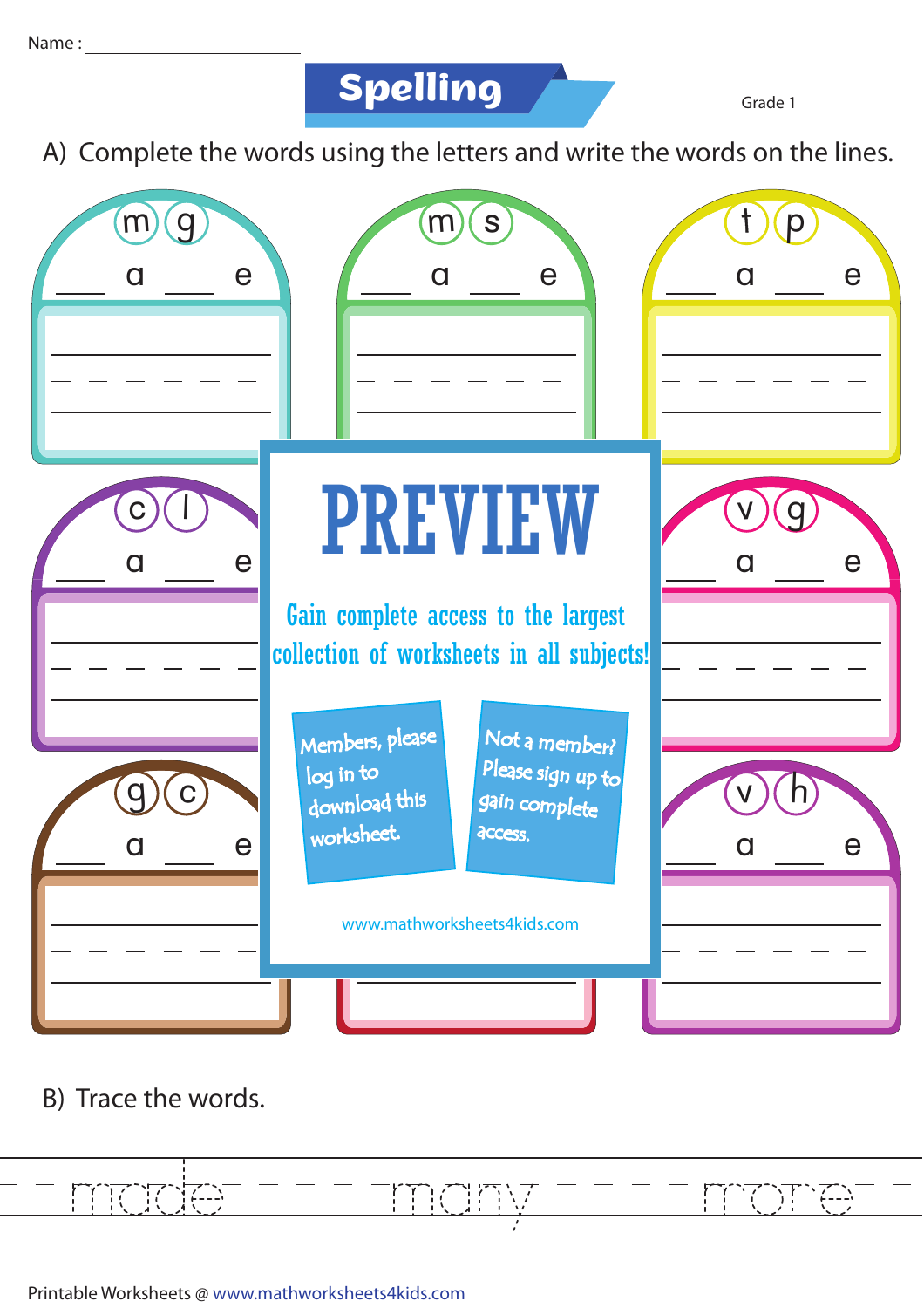Name : ____________________

# Spelling

Grade 1

A) Complete the words using the letters and write the words on the lines.

m g
___ a ___ e

m s
___ a ___ e

t p
___ a ___ e

c l
___ a ___ e

v g
___ a ___ e

g c
___ a ___ e

v h
___ a ___ e

# PREVIEW

Gain complete access to the largest collection of worksheets in all subjects!

Members, please log in to download this worksheet.

Not a member? Please sign up to gain complete access.

www.mathworksheets4kids.com

B) Trace the words.

made many more

Printable Worksheets @ www.mathworksheets4kids.com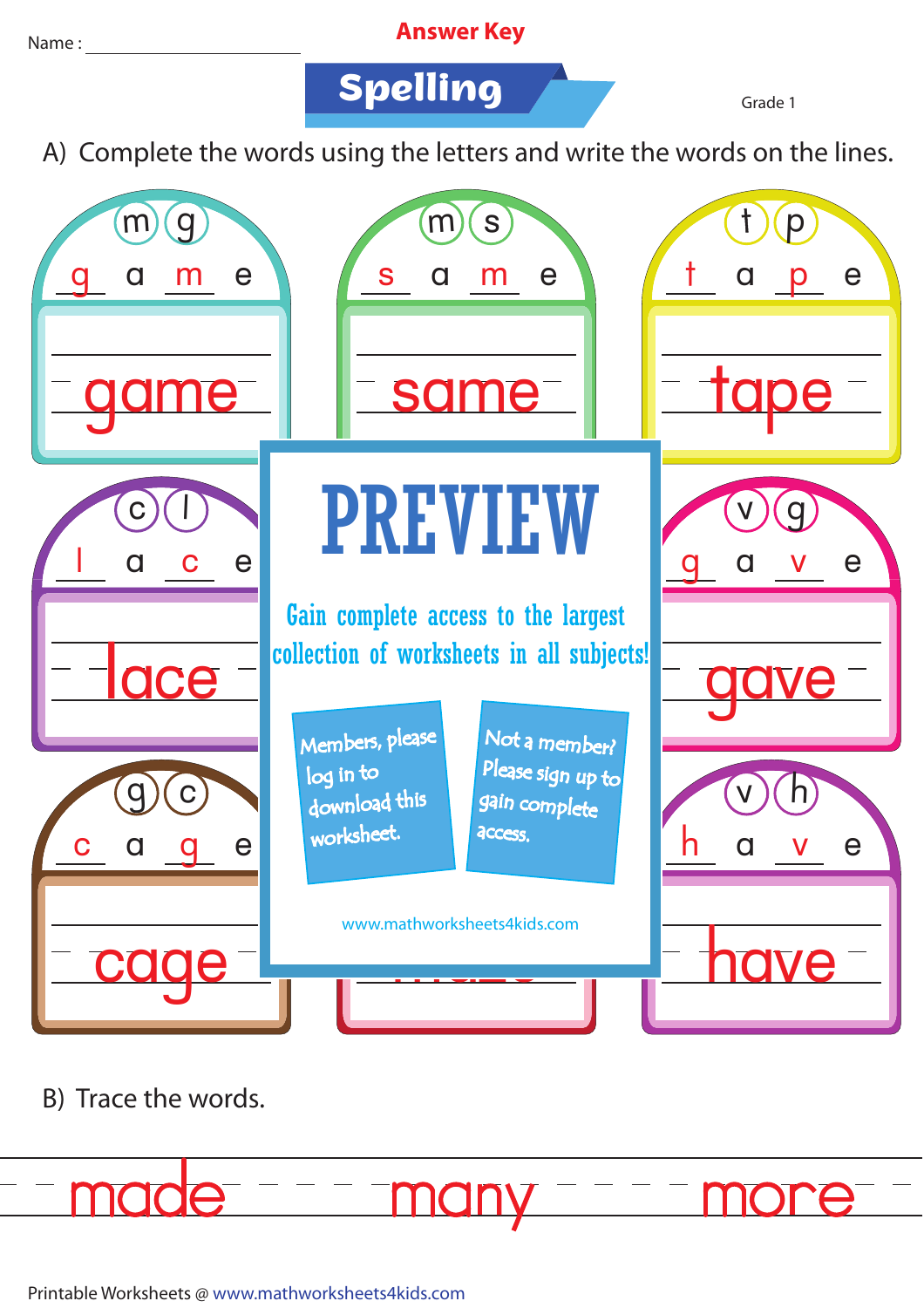Name : ____________________

**Answer Key**

# Spelling

Grade 1

A) Complete the words using the letters and write the words on the lines.

| Letters | Word pattern | Answer |
|---|---|---|
| m g | g a m e | game |
| m s | s a m e | same |
| t p | t a p e | tape |
| c l | l a c e | lace |
| v g | g a v e | gave |
| g c | c a g e | cage |
| v h | h a v e | have |

**PREVIEW**

Gain complete access to the largest collection of worksheets in all subjects!

Members, please log in to download this worksheet.

Not a member? Please sign up to gain complete access.

www.mathworksheets4kids.com

B) Trace the words.

made many more

Printable Worksheets @ www.mathworksheets4kids.com